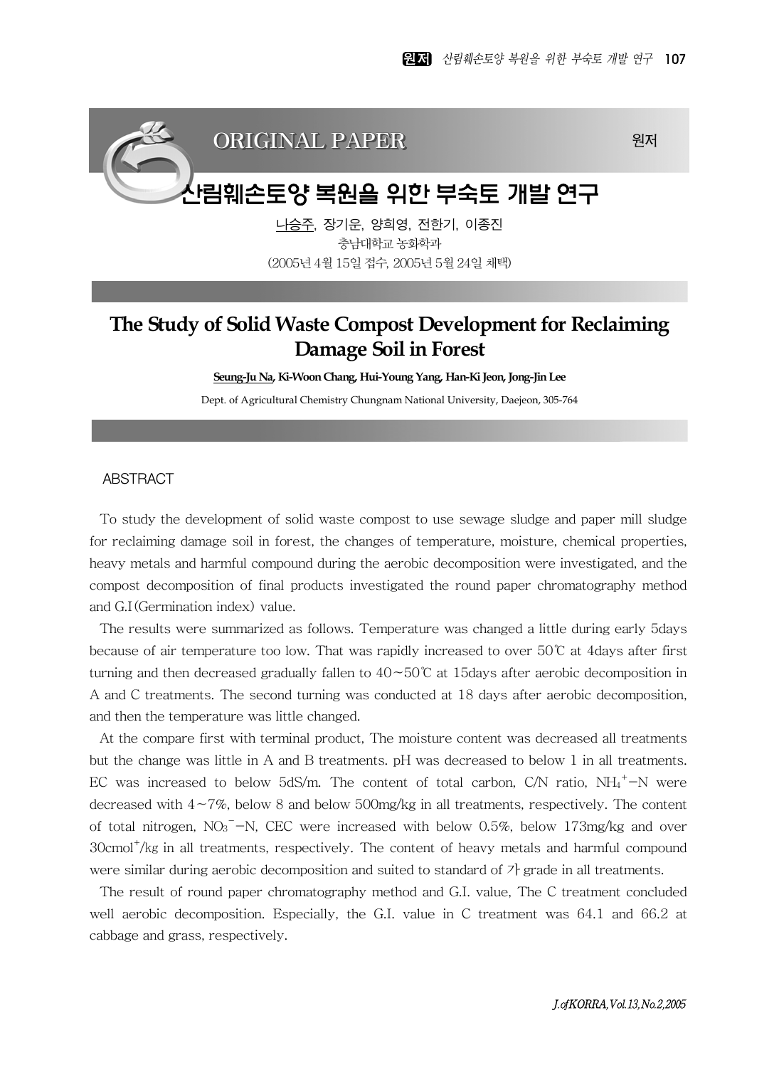ORIGINAL PAPER

원저

# 산림훼손토양 복원을 위한 부숙토 개발 연구

<u>나승주</u>, 장기운, 양희영, 전한기, 이종진

충남대학교 농화학과

(2005년 4월 15일 접수, 2005년 5월 24일 채택)

# The Study of Solid Waste Compost Development for Reclaiming Damage Soil in Forest

**<u>Seung-Ju Na</u>, Ki-Woon Chang, Hui-Young Yang, Han-Ki Jeon, Jong-Jin Lee**

Dept. of Agricultural Chemistry Chungnam National University, Daejeon, 305-764

## ABSTRACT

To study the development of solid waste compost to use sewage sludge and paper mill sludge for reclaiming damage soil in forest, the changes of temperature, moisture, chemical properties, heavy metals and harmful compound during the aerobic decomposition were investigated, and the compost decomposition of final products investigated the round paper chromatography method and G.I(Germination index) value.

The results were summarized as follows. Temperature was changed a little during early 5days because of air temperature too low. That was rapidly increased to over 50℃ at 4days after first turning and then decreased gradually fallen to 40~50℃ at 15days after aerobic decomposition in A and C treatments. The second turning was conducted at 18 days after aerobic decomposition, and then the temperature was little changed.

At the compare first with terminal product, The moisture content was decreased all treatments but the change was little in A and B treatments. pH was decreased to below 1 in all treatments. EC was increased to below 5dS/m. The content of total carbon, C/N ratio, $NH_4^+$-N were decreased with 4~7%, below 8 and below 500mg/kg in all treatments, respectively. The content of total nitrogen, $NO_3^-$-N, CEC were increased with below 0.5%, below 173mg/kg and over 30cmol$^+$/kg in all treatments, respectively. The content of heavy metals and harmful compound were similar during aerobic decomposition and suited to standard of 가 grade in all treatments.

The result of round paper chromatography method and G.I. value, The C treatment concluded well aerobic decomposition. Especially, the G.I. value in C treatment was 64.1 and 66.2 at cabbage and grass, respectively.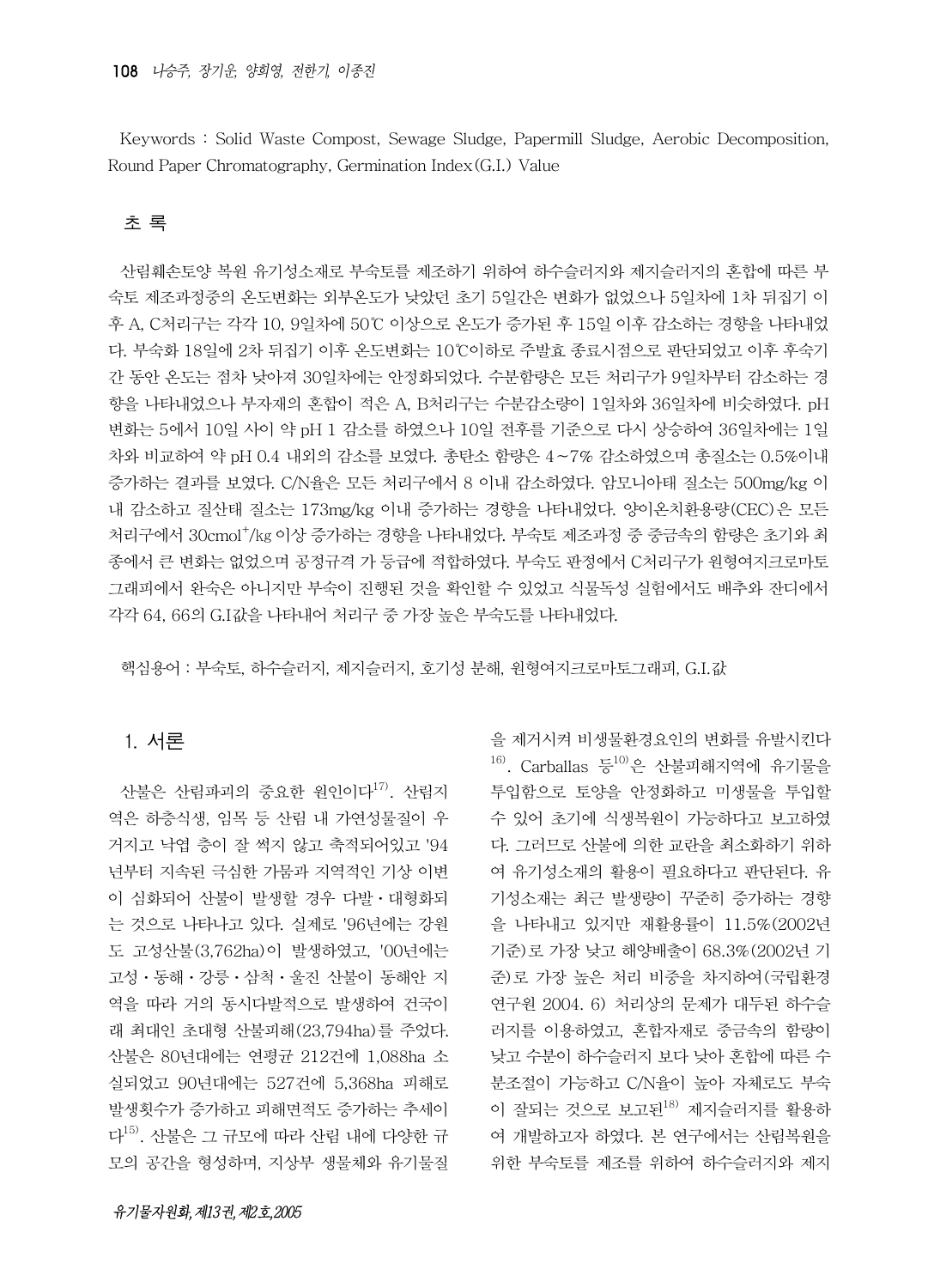Keywords : Solid Waste Compost, Sewage Sludge, Papermill Sludge, Aerobic Decomposition, Round Paper Chromatography, Germination Index(G.I.) Value

## 초 록

산림훼손토양 복원 유기성소재로 부숙토를 제조하기 위하여 하수슬러지와 제지슬러지의 혼합에 따른 부숙토 제조과정중의 온도변화는 외부온도가 낮았던 초기 5일간은 변화가 없었으나 5일차에 1차 뒤집기 이후 A, C처리구는 각각 10, 9일차에 50℃ 이상으로 온도가 증가된 후 15일 이후 감소하는 경향을 나타내었다. 부숙화 18일에 2차 뒤집기 이후 온도변화는 10℃이하로 주발효 종료시점으로 판단되었고 이후 후숙기간 동안 온도는 점차 낮아져 30일차에는 안정화되었다. 수분함량은 모든 처리구가 9일차부터 감소하는 경향을 나타내었으나 부자재의 혼합이 적은 A, B처리구는 수분감소량이 1일차와 36일차에 비슷하였다. pH 변화는 5에서 10일 사이 약 pH 1 감소를 하였으나 10일 전후를 기준으로 다시 상승하여 36일차에는 1일차와 비교하여 약 pH 0.4 내외의 감소를 보였다. 총탄소 함량은 4~7% 감소하였으며 총질소는 0.5%이내 증가하는 결과를 보였다. C/N율은 모든 처리구에서 8 이내 감소하였다. 암모니아태 질소는 500mg/kg 이내 감소하고 질산태 질소는 173mg/kg 이내 증가하는 경향을 나타내었다. 양이온치환용량(CEC)은 모든 처리구에서 30cmol$^{+}$/kg 이상 증가하는 경향을 나타내었다. 부숙토 제조과정 중 중금속의 함량은 초기와 최종에서 큰 변화는 없었으며 공정규격 가 등급에 적합하였다. 부숙도 판정에서 C처리구가 원형여지크로마토그래피에서 완숙은 아니지만 부숙이 진행된 것을 확인할 수 있었고 식물독성 실험에서도 배추와 잔디에서 각각 64, 66의 G.I값을 나타내어 처리구 중 가장 높은 부숙도를 나타내었다.

핵심용어 : 부숙토, 하수슬러지, 제지슬러지, 호기성 분해, 원형여지크로마토그래피, G.I.값

## 1. 서론

산불은 산림파괴의 중요한 원인이다[17]. 산림지역은 하층식생, 임목 등 산림 내 가연성물질이 우거지고 낙엽 층이 잘 썩지 않고 축적되어있고 '94년부터 지속된 극심한 가뭄과 지역적인 기상 이변이 심화되어 산불이 발생할 경우 다발·대형화되는 것으로 나타나고 있다. 실제로 '96년에는 강원도 고성산불(3,762ha)이 발생하였고, '00년에는 고성·동해·강릉·삼척·울진 산불이 동해안 지역을 따라 거의 동시다발적으로 발생하여 건국이래 최대인 초대형 산불피해(23,794ha)를 주었다. 산불은 80년대에는 연평균 212건에 1,088ha 소실되었고 90년대에는 527건에 5,368ha 피해로 발생횟수가 증가하고 피해면적도 증가하는 추세이다[15]. 산불은 그 규모에 따라 산림 내에 다양한 규모의 공간을 형성하며, 지상부 생물체와 유기물질을 제거시켜 비생물환경요인의 변화를 유발시킨다[16]. Carballas 등[10]은 산불피해지역에 유기물을 투입함으로 토양을 안정화하고 미생물을 투입할 수 있어 초기에 식생복원이 가능하다고 보고하였다. 그러므로 산불에 의한 교란을 최소화하기 위하여 유기성소재의 활용이 필요하다고 판단된다. 유기성소재는 최근 발생량이 꾸준히 증가하는 경향을 나타내고 있지만 재활용률이 11.5%(2002년 기준)로 가장 낮고 해양배출이 68.3%(2002년 기준)로 가장 높은 처리 비중을 차지하여(국립환경연구원 2004. 6) 처리상의 문제가 대두된 하수슬러지를 이용하였고, 혼합자재로 중금속의 함량이 낮고 수분이 하수슬러지 보다 낮아 혼합에 따른 수분조절이 가능하고 C/N율이 높아 자체로도 부숙이 잘되는 것으로 보고된[18] 제지슬러지를 활용하여 개발하고자 하였다. 본 연구에서는 산림복원을 위한 부숙토를 제조를 위하여 하수슬러지와 제지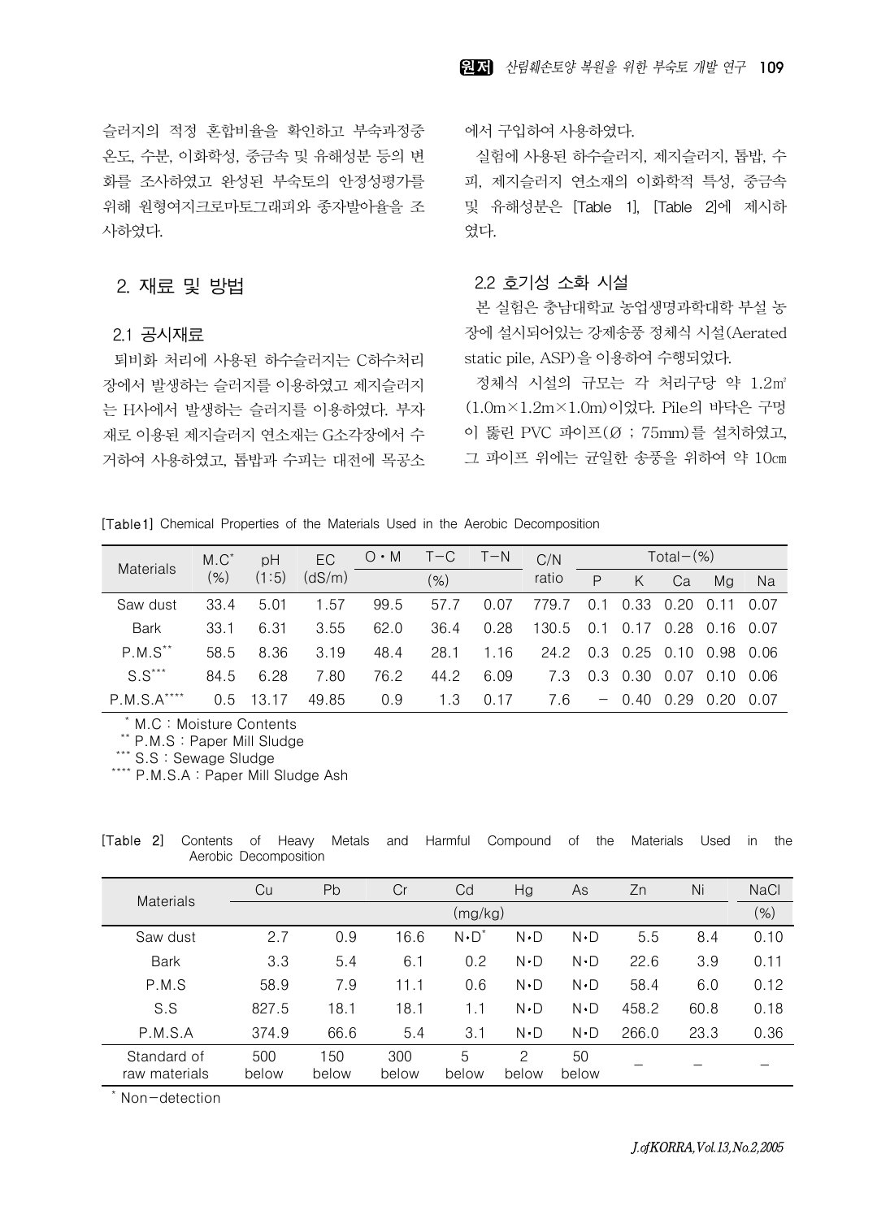슬러지의 적정 혼합비율을 확인하고 부숙과정중 온도, 수분, 이화학성, 중금속 및 유해성분 등의 변화를 조사하였고 완성된 부숙토의 안정성평가를 위해 원형여지크로마토그래피와 종자발아율을 조사하였다.

## 2. 재료 및 방법

### 2.1 공시재료

퇴비화 처리에 사용된 하수슬러지는 C하수처리장에서 발생하는 슬러지를 이용하였고 제지슬러지는 H사에서 발생하는 슬러지를 이용하였다. 부자재로 이용된 제지슬러지 연소재는 G소각장에서 수거하여 사용하였고, 톱밥과 수피는 대전에 목공소에서 구입하여 사용하였다.

실험에 사용된 하수슬러지, 제지슬러지, 톱밥, 수피, 제지슬러지 연소재의 이화학적 특성, 중금속 및 유해성분은 [Table 1], [Table 2]에 제시하였다.

### 2.2 호기성 소화 시설

본 실험은 충남대학교 농업생명과학대학 부설 농장에 설치되어있는 강제송풍 정체식 시설(Aerated static pile, ASP)을 이용하여 수행되었다.

정체식 시설의 규모는 각 처리구당 약 1.2㎥ (1.0m×1.2m×1.0m)이었다. Pile의 바닥은 구멍이 뚫린 PVC 파이프(Ø ; 75mm)를 설치하였고, 그 파이프 위에는 균일한 송풍을 위하여 약 10㎝

[Table1] Chemical Properties of the Materials Used in the Aerobic Decomposition

| Materials | M.C* (%) | pH (1:5) | EC (dS/m) | O・M | T−C | T−N | C/N ratio | Total−(%) | | | | |
|---|---|---|---|---|---|---|---|---|---|---|---|---|
| | | | | (%) | | | | P | K | Ca | Mg | Na |
| Saw dust | 33.4 | 5.01 | 1.57 | 99.5 | 57.7 | 0.07 | 779.7 | 0.1 | 0.33 | 0.20 | 0.11 | 0.07 |
| Bark | 33.1 | 6.31 | 3.55 | 62.0 | 36.4 | 0.28 | 130.5 | 0.1 | 0.17 | 0.28 | 0.16 | 0.07 |
| P.M.S** | 58.5 | 8.36 | 3.19 | 48.4 | 28.1 | 1.16 | 24.2 | 0.3 | 0.25 | 0.10 | 0.98 | 0.06 |
| S.S*** | 84.5 | 6.28 | 7.80 | 76.2 | 44.2 | 6.09 | 7.3 | 0.3 | 0.30 | 0.07 | 0.10 | 0.06 |
| P.M.S.A**** | 0.5 | 13.17 | 49.85 | 0.9 | 1.3 | 0.17 | 7.6 | − | 0.40 | 0.29 | 0.20 | 0.07 |

* M.C : Moisture Contents
** P.M.S : Paper Mill Sludge
*** S.S : Sewage Sludge
**** P.M.S.A : Paper Mill Sludge Ash

[Table 2] Contents of Heavy Metals and Harmful Compound of the Materials Used in the Aerobic Decomposition

| Materials | Cu | Pb | Cr | Cd | Hg | As | Zn | Ni | NaCl |
|---|---|---|---|---|---|---|---|---|---|
| | (mg/kg) | | | | | | | | (%) |
| Saw dust | 2.7 | 0.9 | 16.6 | N・D* | N・D | N・D | 5.5 | 8.4 | 0.10 |
| Bark | 3.3 | 5.4 | 6.1 | 0.2 | N・D | N・D | 22.6 | 3.9 | 0.11 |
| P.M.S | 58.9 | 7.9 | 11.1 | 0.6 | N・D | N・D | 58.4 | 6.0 | 0.12 |
| S.S | 827.5 | 18.1 | 18.1 | 1.1 | N・D | N・D | 458.2 | 60.8 | 0.18 |
| P.M.S.A | 374.9 | 66.6 | 5.4 | 3.1 | N・D | N・D | 266.0 | 23.3 | 0.36 |
| Standard of raw materials | 500 below | 150 below | 300 below | 5 below | 2 below | 50 below | − | − | − |

* Non−detection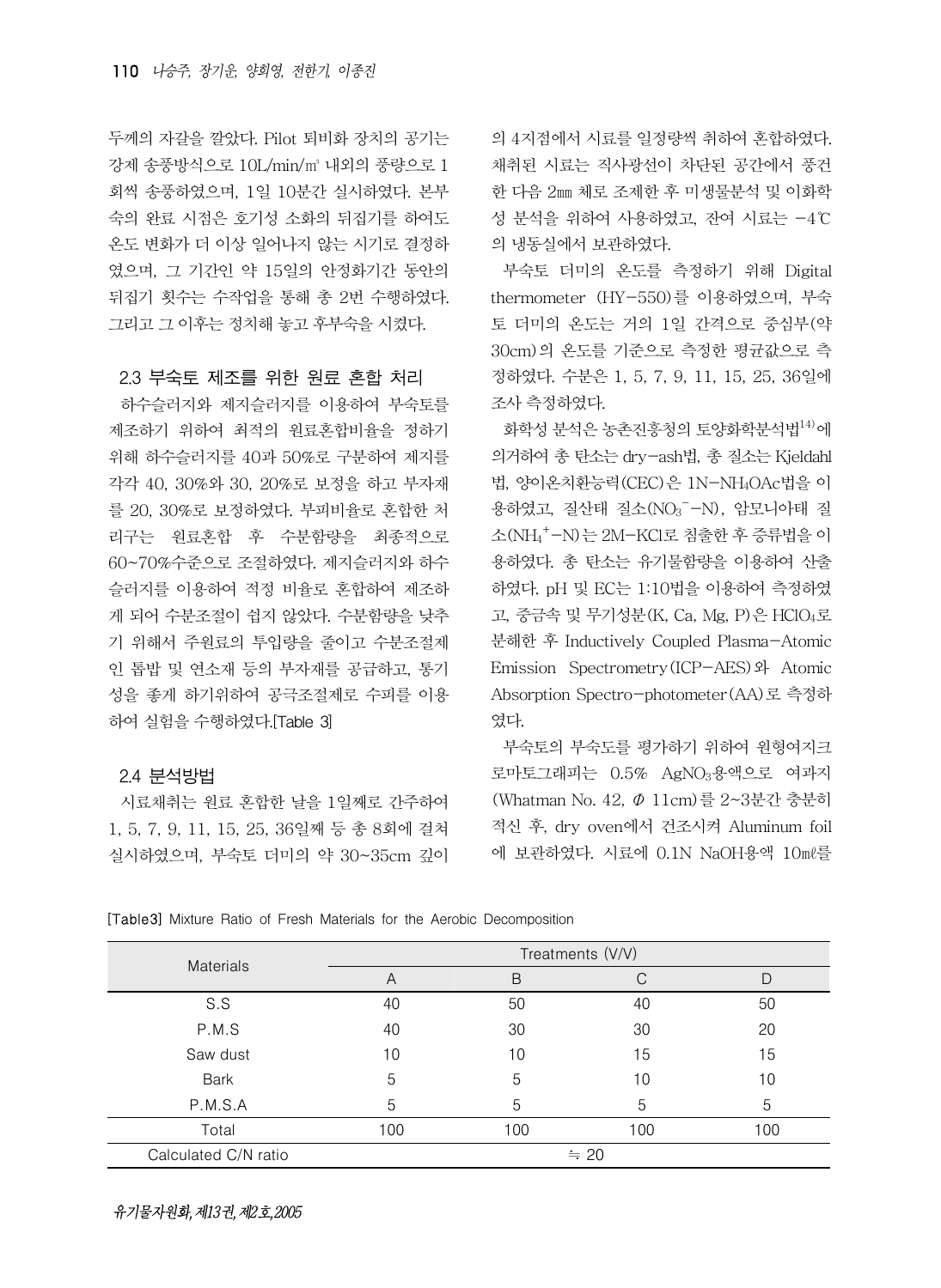두께의 자갈을 깔았다. Pilot 퇴비화 장치의 공기는 강제 송풍방식으로 10L/min/㎥ 내외의 풍량으로 1회씩 송풍하였으며, 1일 10분간 실시하였다. 본부숙의 완료 시점은 호기성 소화의 뒤집기를 하여도 온도 변화가 더 이상 일어나지 않는 시기로 결정하였으며, 그 기간인 약 15일의 안정화기간 동안의 뒤집기 횟수는 수작업을 통해 총 2번 수행하였다. 그리고 그 이후는 정치해 놓고 후부숙을 시켰다.

### 2.3 부숙토 제조를 위한 원료 혼합 처리

하수슬러지와 제지슬러지를 이용하여 부숙토를 제조하기 위하여 최적의 원료혼합비율을 정하기 위해 하수슬러지를 40과 50%로 구분하여 제지를 각각 40, 30%와 30, 20%로 보정을 하고 부자재를 20, 30%로 보정하였다. 부피비율로 혼합한 처리구는 원료혼합 후 수분함량을 최종적으로 60~70%수준으로 조절하였다. 제지슬러지와 하수슬러지를 이용하여 적정 비율로 혼합하여 제조하게 되어 수분조절이 쉽지 않았다. 수분함량을 낮추기 위해서 주원료의 투입량을 줄이고 수분조절제인 톱밥 및 연소재 등의 부자재를 공급하고, 통기성을 좋게 하기위하여 공극조절제로 수피를 이용하여 실험을 수행하였다.[Table 3]

### 2.4 분석방법

시료채취는 원료 혼합한 날을 1일째로 간주하여 1, 5, 7, 9, 11, 15, 25, 36일째 등 총 8회에 걸쳐 실시하였으며, 부숙토 더미의 약 30~35cm 깊이의 4지점에서 시료를 일정량씩 취하여 혼합하였다. 채취된 시료는 직사광선이 차단된 공간에서 풍건한 다음 2㎜ 체로 조제한 후 미생물분석 및 이화학성 분석을 위하여 사용하였고, 잔여 시료는 −4℃의 냉동실에서 보관하였다.

부숙토 더미의 온도를 측정하기 위해 Digital thermometer (HY−550)를 이용하였으며, 부숙토 더미의 온도는 거의 1일 간격으로 중심부(약 30cm)의 온도를 기준으로 측정한 평균값으로 측정하였다. 수분은 1, 5, 7, 9, 11, 15, 25, 36일에 조사 측정하였다.

화학성 분석은 농촌진흥청의 토양화학분석법[14]에 의거하여 총 탄소는 dry−ash법, 총 질소는 Kjeldahl 법, 양이온치환능력(CEC)은 1N−$NH_4OAc$법을 이용하였고, 질산태 질소($NO_3^-$−N), 암모니아태 질소($NH_4^+$−N)는 2M−KCl로 침출한 후 증류법을 이용하였다. 총 탄소는 유기물함량을 이용하여 산출하였다. pH 및 EC는 1:10법을 이용하여 측정하였고, 중금속 및 무기성분(K, Ca, Mg, P)은 $HClO_4$로 분해한 후 Inductively Coupled Plasma−Atomic Emission Spectrometry(ICP−AES)와 Atomic Absorption Spectro−photometer(AA)로 측정하였다.

부숙토의 부숙도를 평가하기 위하여 원형여지크로마토그래피는 0.5% $AgNO_3$용액으로 여과지(Whatman No. 42, Φ 11cm)를 2~3분간 충분히 적신 후, dry oven에서 건조시켜 Aluminum foil에 보관하였다. 시료에 0.1N NaOH용액 10㎖를

[Table3] Mixture Ratio of Fresh Materials for the Aerobic Decomposition

| Materials | Treatments (V/V) | | | |
|---|---|---|---|---|
| | A | B | C | D |
| S.S | 40 | 50 | 40 | 50 |
| P.M.S | 40 | 30 | 30 | 20 |
| Saw dust | 10 | 10 | 15 | 15 |
| Bark | 5 | 5 | 10 | 10 |
| P.M.S.A | 5 | 5 | 5 | 5 |
| Total | 100 | 100 | 100 | 100 |
| Calculated C/N ratio | ≒ 20 | | | |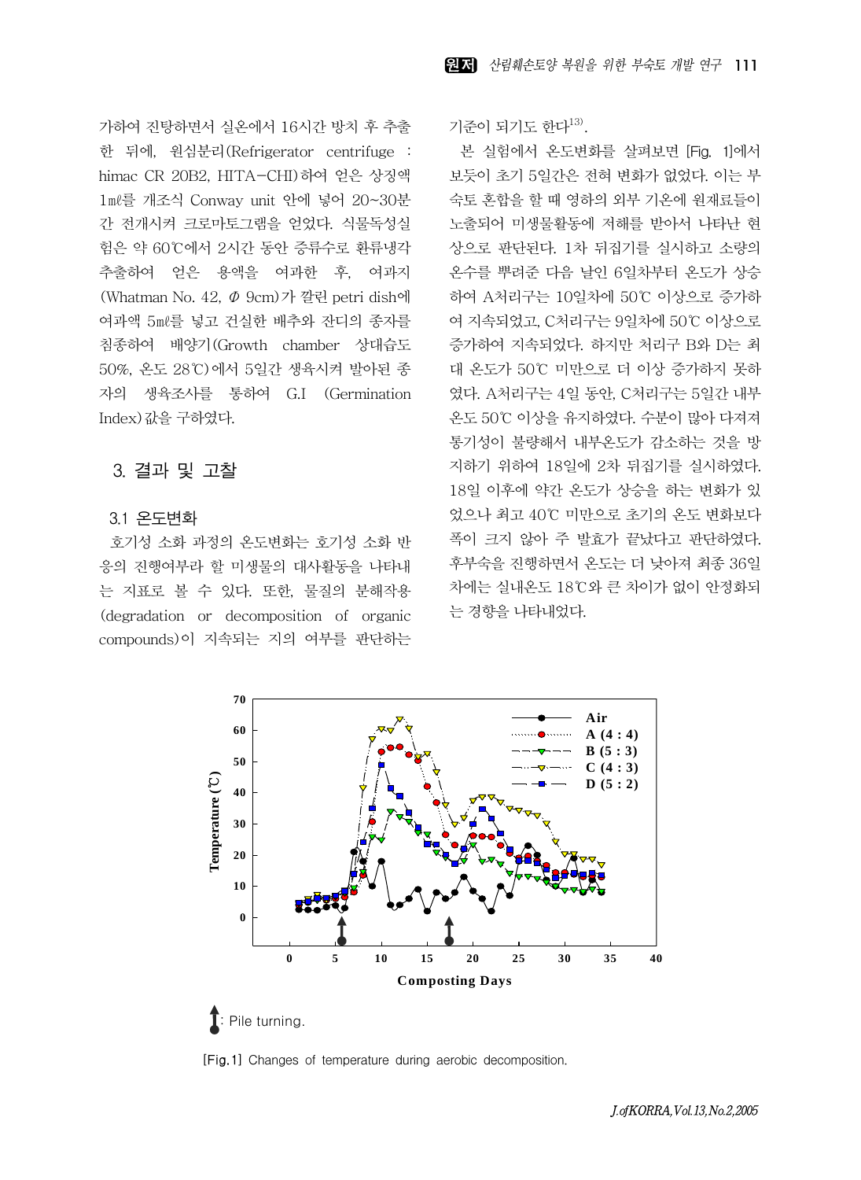가하여 진탕하면서 실온에서 16시간 방치 후 추출한 뒤에, 원심분리(Refrigerator centrifuge : himac CR 20B2, HITA-CHI)하여 얻은 상징액 1㎖를 개조식 Conway unit 안에 넣어 20~30분간 전개시켜 크로마토그램을 얻었다. 식물독성실험은 약 60℃에서 2시간 동안 증류수로 환류냉각 추출하여 얻은 용액을 여과한 후, 여과지(Whatman No. 42, Φ 9cm)가 깔린 petri dish에 여과액 5㎖를 넣고 건실한 배추와 잔디의 종자를 침종하여 배양기(Growth chamber 상대습도 50%, 온도 28℃)에서 5일간 생육시켜 발아된 종자의 생육조사를 통하여 G.I (Germination Index)값을 구하였다.

## 3. 결과 및 고찰

### 3.1 온도변화

호기성 소화 과정의 온도변화는 호기성 소화 반응의 진행여부라 할 미생물의 대사활동을 나타내는 지표로 볼 수 있다. 또한, 물질의 분해작용(degradation or decomposition of organic compounds)이 지속되는 지의 여부를 판단하는 기준이 되기도 한다[13].

본 실험에서 온도변화를 살펴보면 [Fig. 1]에서 보듯이 초기 5일간은 전혀 변화가 없었다. 이는 부숙토 혼합을 할 때 영하의 외부 기온에 원재료들이 노출되어 미생물활동에 저해를 받아서 나타난 현상으로 판단된다. 1차 뒤집기를 실시하고 소량의 온수를 뿌려준 다음 날인 6일차부터 온도가 상승하여 A처리구는 10일차에 50℃ 이상으로 증가하여 지속되었고, C처리구는 9일차에 50℃ 이상으로 증가하여 지속되었다. 하지만 처리구 B와 D는 최대 온도가 50℃ 미만으로 더 이상 증가하지 못하였다. A처리구는 4일 동안, C처리구는 5일간 내부온도 50℃ 이상을 유지하였다. 수분이 많아 다져져 통기성이 불량해서 내부온도가 감소하는 것을 방지하기 위하여 18일에 2차 뒤집기를 실시하였다. 18일 이후에 약간 온도가 상승을 하는 변화가 있었으나 최고 40℃ 미만으로 초기의 온도 변화보다 폭이 크지 않아 주 발효가 끝났다고 판단하였다. 후부숙을 진행하면서 온도는 더 낮아져 최종 36일차에는 실내온도 18℃와 큰 차이가 없이 안정화되는 경향을 나타내었다.

↑: Pile turning.

[Fig.1] Changes of temperature during aerobic decomposition.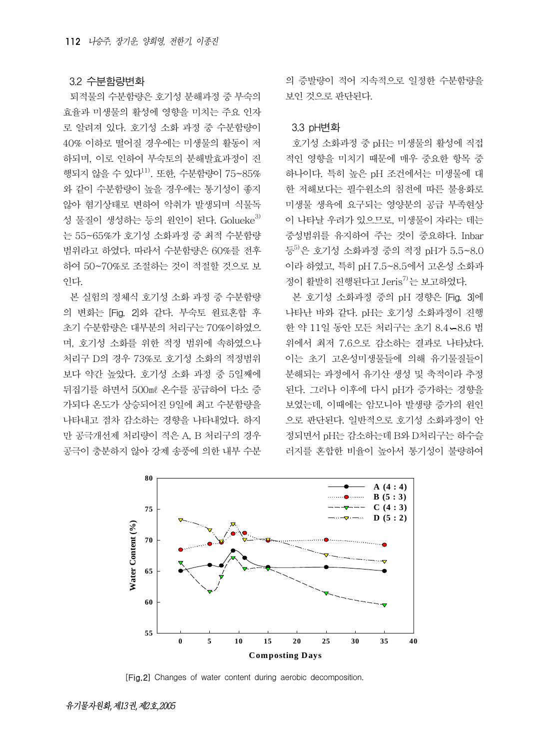### 3.2 수분함량변화

퇴적물의 수분함량은 호기성 분해과정 중 부숙의 효율과 미생물의 활성에 영향을 미치는 주요 인자로 알려져 있다. 호기성 소화 과정 중 수분함량이 40% 이하로 떨어질 경우에는 미생물의 활동이 저하되며, 이로 인하여 부숙토의 분해발효과정이 진행되지 않을 수 있다[11]. 또한, 수분함량이 75~85%와 같이 수분함량이 높을 경우에는 통기성이 좋지 않아 혐기상태로 변하여 악취가 발생되며 식물독성 물질이 생성되는 등의 원인이 된다. Golueke[3]는 55~65%가 호기성 소화과정 중 최적 수분함량 범위라고 하였다. 따라서 수분함량은 60%를 전후하여 50~70%로 조절하는 것이 적절할 것으로 보인다.

본 실험의 정체식 호기성 소화 과정 중 수분함량의 변화는 [Fig. 2]와 같다. 부숙토 원료혼합 후 초기 수분함량은 대부분의 처리구는 70%이하였으며, 호기성 소화를 위한 적정 범위에 속하였으나 처리구 D의 경우 73%로 호기성 소화의 적정범위보다 약간 높았다. 호기성 소화 과정 중 5일째에 뒤집기를 하면서 500㎖ 온수를 공급하여 다소 증가되다 온도가 상승되어진 9일에 최고 수분함량을 나타내고 점차 감소하는 경향을 나타내었다. 하지만 공극개선제 처리량이 적은 A, B 처리구의 경우 공극이 충분하지 않아 강제 송풍에 의한 내부 수분의 증발량이 적어 지속적으로 일정한 수분함량을 보인 것으로 판단된다.

### 3.3 pH변화

호기성 소화과정 중 pH는 미생물의 활성에 직접적인 영향을 미치기 때문에 매우 중요한 항목 중 하나이다. 특히 높은 pH 조건에서는 미생물에 대한 저해보다는 필수원소의 침전에 따른 불용화로 미생물 생육에 요구되는 영양분의 공급 부족현상이 나타날 우려가 있으므로, 미생물이 자라는 데는 중성범위를 유지하여 주는 것이 중요하다. Inbar 등[5]은 호기성 소화과정 중의 적정 pH가 5.5~8.0이라 하였고, 특히 pH 7.5~8.5에서 고온성 소화과정이 활발히 진행된다고 Jeris[7]는 보고하였다.

본 호기성 소화과정 중의 pH 경향은 [Fig. 3]에 나타난 바와 같다. pH는 호기성 소화과정이 진행한 약 11일 동안 모든 처리구는 초기 8.4~8.6 범위에서 최저 7.6으로 감소하는 결과로 나타났다. 이는 초기 고온성미생물들에 의해 유기물질들이 분해되는 과정에서 유기산 생성 및 축적이라 추정된다. 그러나 이후에 다시 pH가 증가하는 경향을 보였는데, 이때에는 암모니아 발생량 증가의 원인으로 판단된다. 일반적으로 호기성 소화과정이 안정되면서 pH는 감소하는데 B와 D처리구는 하수슬러지를 혼합한 비율이 높아서 통기성이 불량하여

[Fig.2] Changes of water content during aerobic decomposition.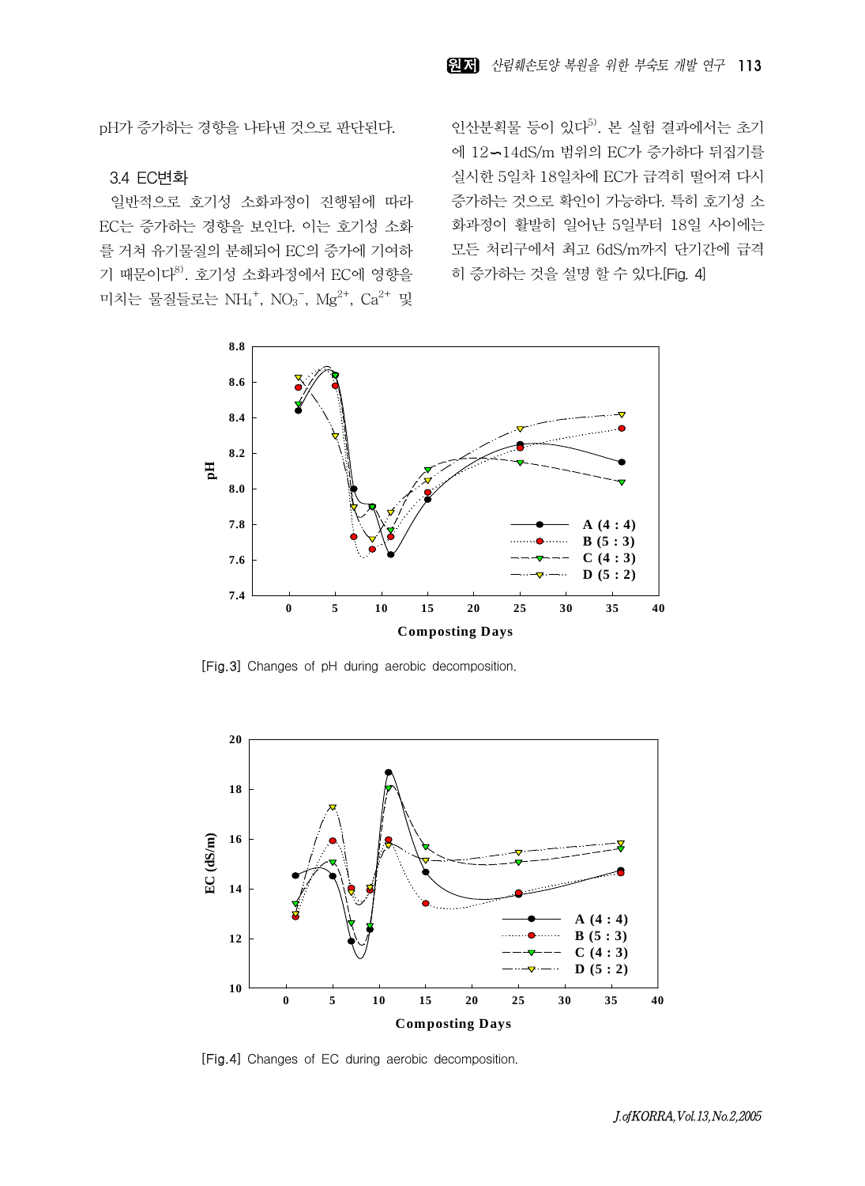pH가 증가하는 경향을 나타낸 것으로 판단된다.

### 3.4 EC변화

일반적으로 호기성 소화과정이 진행됨에 따라 EC는 증가하는 경향을 보인다. 이는 호기성 소화를 거쳐 유기물질의 분해되어 EC의 증가에 기여하기 때문이다[8]. 호기성 소화과정에서 EC에 영향을 미치는 물질들로는 $NH_4^+$, $NO_3^-$, $Mg^{2+}$, $Ca^{2+}$ 및 인산분획물 등이 있다[5]. 본 실험 결과에서는 초기에 12~14dS/m 범위의 EC가 증가하다 뒤집기를 실시한 5일차 18일차에 EC가 급격히 떨어져 다시 증가하는 것으로 확인이 가능하다. 특히 호기성 소화과정이 활발히 일어난 5일부터 18일 사이에는 모든 처리구에서 최고 6dS/m까지 단기간에 급격히 증가하는 것을 설명 할 수 있다.[Fig. 4]

[Fig.3] Changes of pH during aerobic decomposition.

[Fig.4] Changes of EC during aerobic decomposition.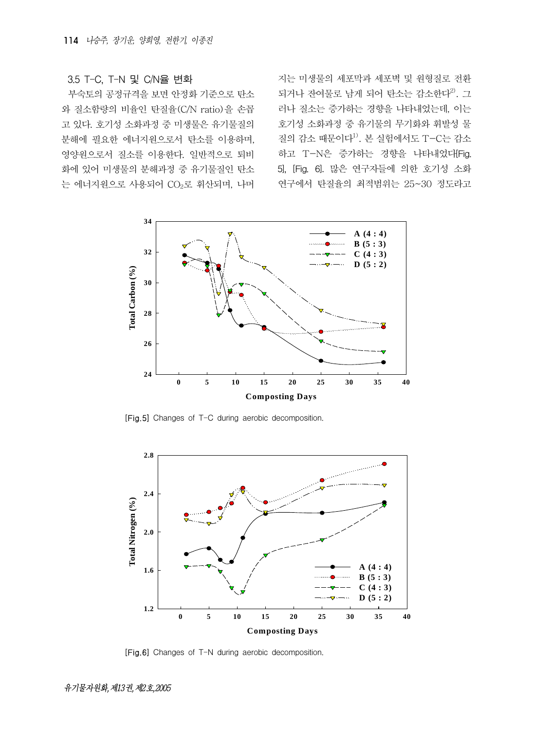### 3.5 T-C, T-N 및 C/N율 변화

부숙토의 공정규격을 보면 안정화 기준으로 탄소와 질소함량의 비율인 탄질율(C/N ratio)을 손꼽고 있다. 호기성 소화과정 중 미생물은 유기물질의 분해에 필요한 에너지원으로서 탄소를 이용하며, 영양원으로서 질소를 이용한다. 일반적으로 퇴비화에 있어 미생물의 분해과정 중 유기물질인 탄소는 에너지원으로 사용되어 $CO_2$로 휘산되며, 나머지는 미생물의 세포막과 세포벽 및 원형질로 전환되거나 잔여물로 남게 되어 탄소는 감소한다[2]. 그러나 질소는 증가하는 경향을 나타내었는데, 이는 호기성 소화과정 중 유기물의 무기화와 휘발성 물질의 감소 때문이다[1]. 본 실험에서도 T-C는 감소하고 T-N은 증가하는 경향을 나타내었다[Fig. 5], [Fig. 6]. 많은 연구자들에 의한 호기성 소화 연구에서 탄질율의 최적범위는 25~30 정도라고

[Fig.5] Changes of T-C during aerobic decomposition.

[Fig.6] Changes of T-N during aerobic decomposition.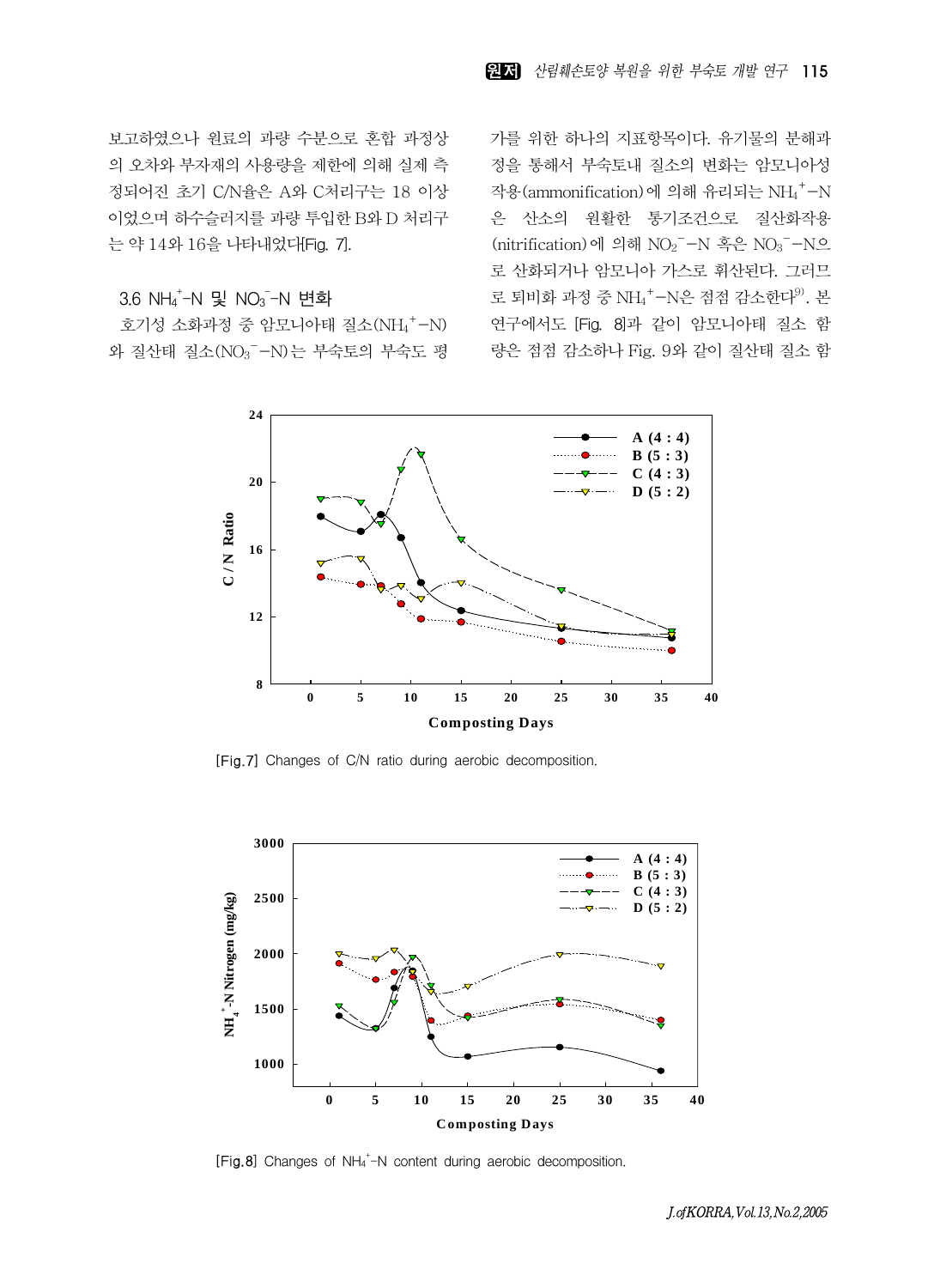보고하였으나 원료의 과량 수분으로 혼합 과정상의 오차와 부자재의 사용량을 제한에 의해 실제 측정되어진 초기 C/N율은 A와 C처리구는 18 이상이었으며 하수슬러지를 과량 투입한 B와 D 처리구는 약 14와 16을 나타내었다[Fig. 7].

### 3.6 $NH_4^+$-N 및 $NO_3^-$-N 변화

호기성 소화과정 중 암모니아태 질소($NH_4^+$-N)와 질산태 질소($NO_3^-$-N)는 부숙토의 부숙도 평가를 위한 하나의 지표항목이다. 유기물의 분해과정을 통해서 부숙토내 질소의 변화는 암모니아성 작용(ammonification)에 의해 유리되는 $NH_4^+$-N은 산소의 원활한 통기조건으로 질산화작용(nitrification)에 의해 $NO_2^-$-N 혹은 $NO_3^-$-N으로 산화되거나 암모니아 가스로 휘산된다. 그러므로 퇴비화 과정 중 $NH_4^+$-N은 점점 감소한다[9]. 본 연구에서도 [Fig. 8]과 같이 암모니아태 질소 함량은 점점 감소하나 Fig. 9와 같이 질산태 질소 함

[Fig.7] Changes of C/N ratio during aerobic decomposition.

[Fig.8] Changes of $NH_4^+$-N content during aerobic decomposition.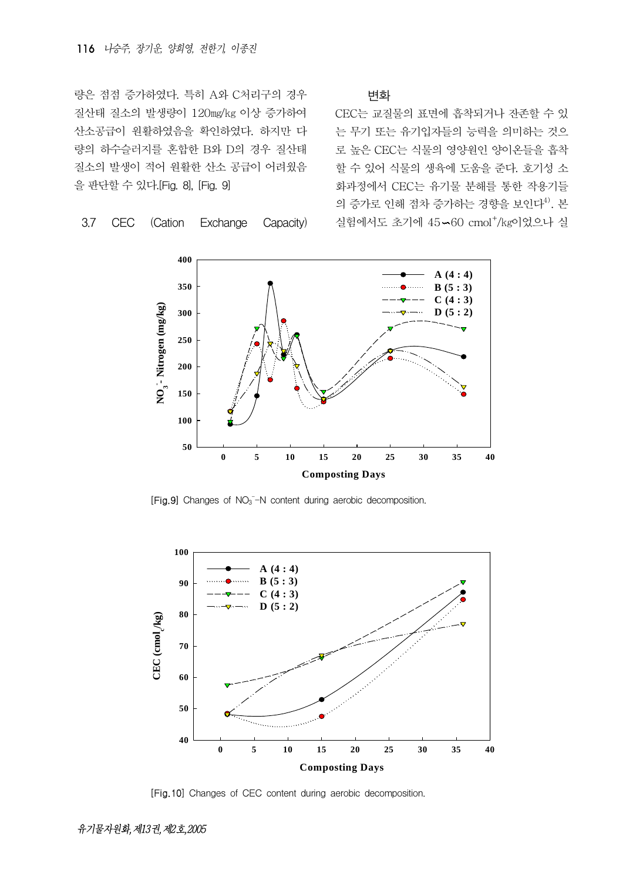량은 점점 증가하였다. 특히 A와 C처리구의 경우 질산태 질소의 발생량이 120㎎/kg 이상 증가하여 산소공급이 원활하였음을 확인하였다. 하지만 다량의 하수슬러지를 혼합한 B와 D의 경우 질산태 질소의 발생이 적어 원활한 산소 공급이 어려웠음을 판단할 수 있다.[Fig. 8], [Fig. 9]

### 3.7 CEC (Cation Exchange Capacity) 변화

CEC는 교질물의 표면에 흡착되거나 잔존할 수 있는 무기 또는 유기입자들의 능력을 의미하는 것으로 높은 CEC는 식물의 영양원인 양이온들을 흡착할 수 있어 식물의 생육에 도움을 준다. 호기성 소화과정에서 CEC는 유기물 분해를 통한 작용기들의 증가로 인해 점차 증가하는 경향을 보인다[4]. 본 실험에서도 초기에 45∼60 $cmol^+$/kg이었으나 실

[Fig.9] Changes of $NO_3^-$-N content during aerobic decomposition.

[Fig.10] Changes of CEC content during aerobic decomposition.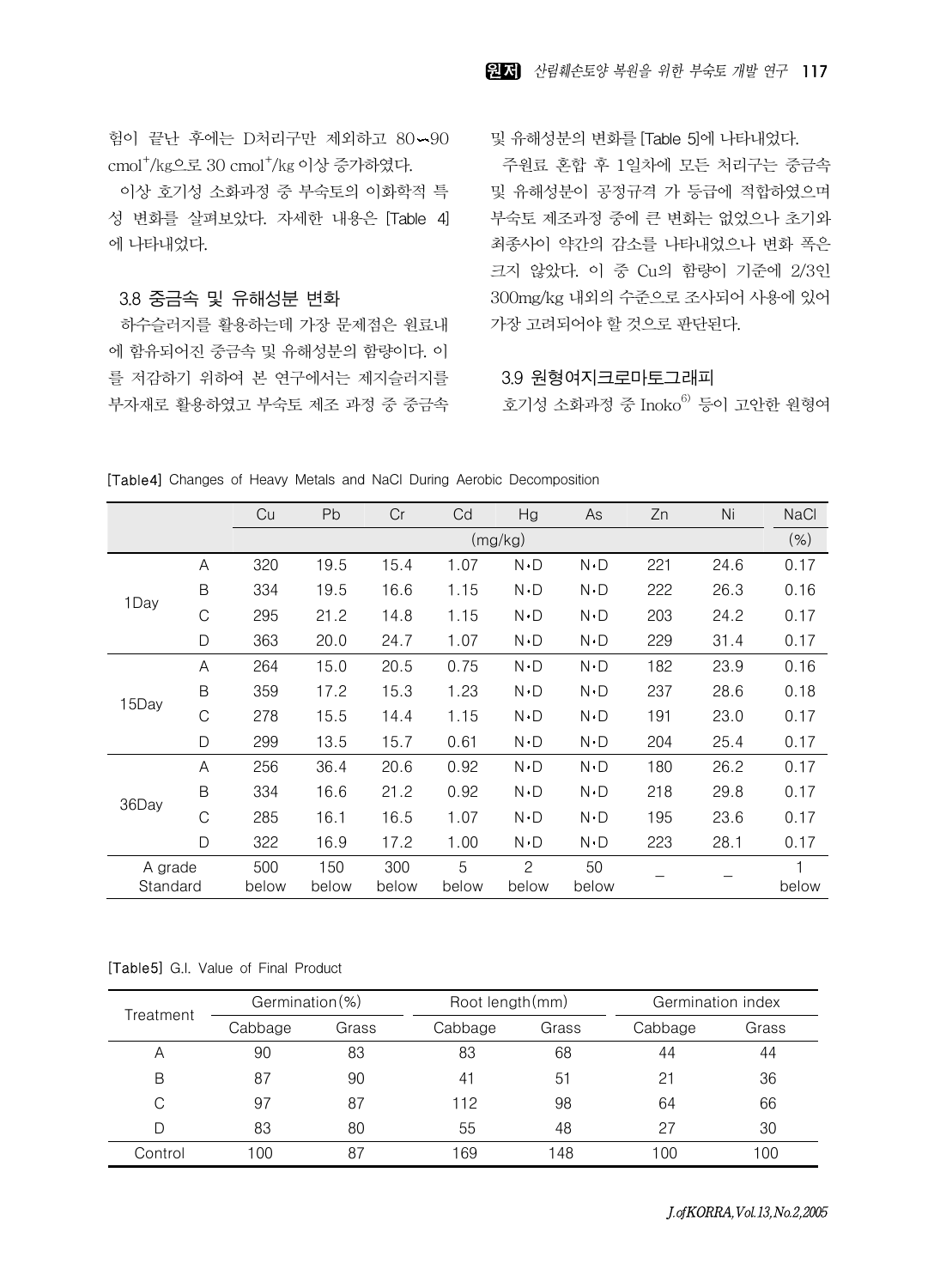험이 끝난 후에는 D처리구만 제외하고 80∼90 $cmol^+/kg$으로 30 $cmol^+/kg$ 이상 증가하였다.

이상 호기성 소화과정 중 부숙토의 이화학적 특성 변화를 살펴보았다. 자세한 내용은 [Table 4]에 나타내었다.

### 3.8 중금속 및 유해성분 변화

하수슬러지를 활용하는데 가장 문제점은 원료내에 함유되어진 중금속 및 유해성분의 함량이다. 이를 저감하기 위하여 본 연구에서는 제지슬러지를 부자재로 활용하였고 부숙토 제조 과정 중 중금속 및 유해성분의 변화를 [Table 5]에 나타내었다.

주원료 혼합 후 1일차에 모든 처리구는 중금속 및 유해성분이 공정규격 가 등급에 적합하였으며 부숙토 제조과정 중에 큰 변화는 없었으나 초기와 최종사이 약간의 감소를 나타내었으나 변화 폭은 크지 않았다. 이 중 Cu의 함량이 기준에 2/3인 300mg/kg 내외의 수준으로 조사되어 사용에 있어 가장 고려되어야 할 것으로 판단된다.

### 3.9 원형여지크로마토그래피

호기성 소화과정 중 Inoko[6] 등이 고안한 원형여

[Table4] Changes of Heavy Metals and NaCl During Aerobic Decomposition

| | | Cu | Pb | Cr | Cd | Hg | As | Zn | Ni | NaCl |
|---|---|---|---|---|---|---|---|---|---|---|
| | | (mg/kg) | | | | | | | | (%) |
| 1Day | A | 320 | 19.5 | 15.4 | 1.07 | N.D | N.D | 221 | 24.6 | 0.17 |
| | B | 334 | 19.5 | 16.6 | 1.15 | N.D | N.D | 222 | 26.3 | 0.16 |
| | C | 295 | 21.2 | 14.8 | 1.15 | N.D | N.D | 203 | 24.2 | 0.17 |
| | D | 363 | 20.0 | 24.7 | 1.07 | N.D | N.D | 229 | 31.4 | 0.17 |
| 15Day | A | 264 | 15.0 | 20.5 | 0.75 | N.D | N.D | 182 | 23.9 | 0.16 |
| | B | 359 | 17.2 | 15.3 | 1.23 | N.D | N.D | 237 | 28.6 | 0.18 |
| | C | 278 | 15.5 | 14.4 | 1.15 | N.D | N.D | 191 | 23.0 | 0.17 |
| | D | 299 | 13.5 | 15.7 | 0.61 | N.D | N.D | 204 | 25.4 | 0.17 |
| 36Day | A | 256 | 36.4 | 20.6 | 0.92 | N.D | N.D | 180 | 26.2 | 0.17 |
| | B | 334 | 16.6 | 21.2 | 0.92 | N.D | N.D | 218 | 29.8 | 0.17 |
| | C | 285 | 16.1 | 16.5 | 1.07 | N.D | N.D | 195 | 23.6 | 0.17 |
| | D | 322 | 16.9 | 17.2 | 1.00 | N.D | N.D | 223 | 28.1 | 0.17 |
| A grade Standard | | 500 below | 150 below | 300 below | 5 below | 2 below | 50 below | _ | _ | 1 below |

[Table5] G.I. Value of Final Product

| Treatment | Germination(%) | | Root length(mm) | | Germination index | |
|---|---|---|---|---|---|---|
| | Cabbage | Grass | Cabbage | Grass | Cabbage | Grass |
| A | 90 | 83 | 83 | 68 | 44 | 44 |
| B | 87 | 90 | 41 | 51 | 21 | 36 |
| C | 97 | 87 | 112 | 98 | 64 | 66 |
| D | 83 | 80 | 55 | 48 | 27 | 30 |
| Control | 100 | 87 | 169 | 148 | 100 | 100 |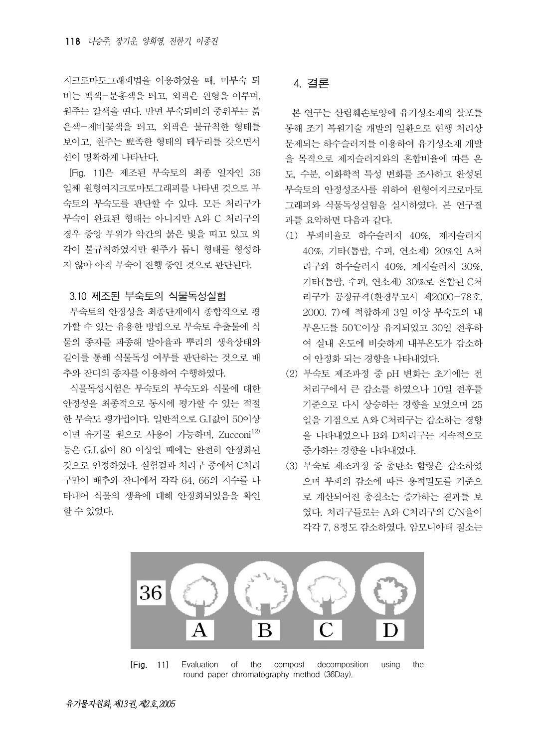지크로마토그래피법을 이용하였을 때, 미부숙 퇴비는 백색-분홍색을 띠고, 외곽은 원형을 이루며, 원주는 갈색을 띤다. 반면 부숙퇴비의 중위부는 붉은색-제비꽃색을 띠고, 외곽은 불규칙한 형태를 보이고, 원주는 뾰족한 형태의 테두리를 갖으면서 선이 명확하게 나타난다.

[Fig. 11]은 제조된 부숙토의 최종 일자인 36일째 원형여지크로마토그래피를 나타낸 것으로 부숙토의 부숙도를 판단할 수 있다. 모든 처리구가 부숙이 완료된 형태는 아니지만 A와 C 처리구의 경우 중앙 부위가 약간의 붉은 빛을 띠고 있고 외각이 불규칙하였지만 원주가 톱니 형태를 형성하지 않아 아직 부숙이 진행 중인 것으로 판단된다.

### 3.10 제조된 부숙토의 식물독성실험

부숙토의 안정성을 최종단계에서 종합적으로 평가할 수 있는 유용한 방법으로 부숙토 추출물에 식물의 종자를 파종해 발아율과 뿌리의 생육상태와 길이를 통해 식물독성 여부를 판단하는 것으로 배추와 잔디의 종자를 이용하여 수행하였다.

식물독성시험은 부숙토의 부숙도와 식물에 대한 안정성을 최종적으로 동시에 평가할 수 있는 적절한 부숙도 평가법이다. 일반적으로 G.I값이 50이상이면 유기물 원으로 사용이 가능하며, Zucconi[12] 등은 G.I.값이 80 이상일 때에는 완전히 안정화된 것으로 인정하였다. 실험결과 처리구 중에서 C처리구만이 배추와 잔디에서 각각 64, 66의 지수를 나타내어 식물의 생육에 대해 안정화되었음을 확인할 수 있었다.

## 4. 결론

본 연구는 산림훼손토양에 유기성소재의 살포를 통해 조기 복원기술 개발의 일환으로 현행 처리상 문제되는 하수슬러지를 이용하여 유기성소재 개발을 목적으로 제지슬러지와의 혼합비율에 따른 온도, 수분, 이화학적 특성 변화를 조사하고 완성된 부숙토의 안정성조사를 위하여 원형여지크로마토그래피와 식물독성실험을 실시하였다. 본 연구결과를 요약하면 다음과 같다.

(1) 부피비율로 하수슬러지 40%, 제지슬러지 40%, 기타(톱밥, 수피, 연소제) 20%인 A처리구와 하수슬러지 40%, 제지슬러지 30%, 기타(톱밥, 수피, 연소제) 30%로 혼합된 C처리구가 공정규격(환경부고시 제2000-78호, 2000. 7)에 적합하게 3일 이상 부숙토의 내부온도를 50℃이상 유지되었고 30일 전후하여 실내 온도에 비슷하게 내부온도가 감소하여 안정화 되는 경향을 나타내었다.

(2) 부숙토 제조과정 중 pH 변화는 초기에는 전처리구에서 큰 감소를 하였으나 10일 전후를 기준으로 다시 상승하는 경향을 보였으며 25일을 기점으로 A와 C처리구는 감소하는 경향을 나타내었으나 B와 D처리구는 지속적으로 증가하는 경향을 나타내었다.

(3) 부숙토 제조과정 중 총탄소 함량은 감소하였으며 부피의 감소에 따른 용적밀도를 기준으로 계산되어진 총질소는 증가하는 결과를 보였다. 처리구들로는 A와 C처리구의 C/N율이 각각 7, 8정도 감소하였다. 암모니아태 질소는

[Fig. 11] Evaluation of the compost decomposition using the round paper chromatography method (36Day).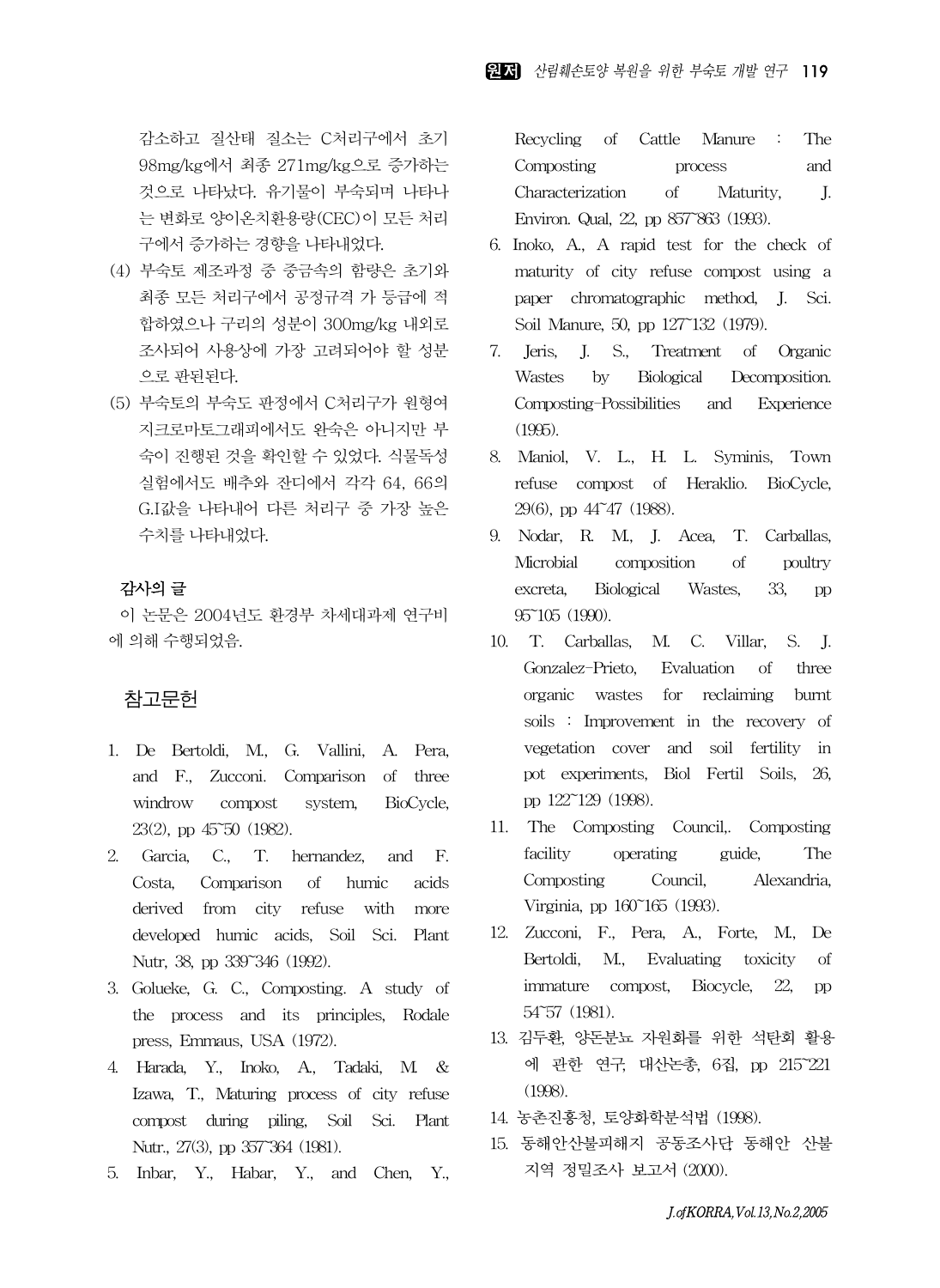감소하고 질산태 질소는 C처리구에서 초기 98mg/kg에서 최종 271mg/kg으로 증가하는 것으로 나타났다. 유기물이 부숙되며 나타나는 변화로 양이온치환용량(CEC)이 모든 처리구에서 증가하는 경향을 나타내었다.

(4) 부숙토 제조과정 중 중금속의 함량은 초기와 최종 모든 처리구에서 공정규격 가 등급에 적합하였으나 구리의 성분이 300mg/kg 내외로 조사되어 사용상에 가장 고려되어야 할 성분으로 판된된다.

(5) 부숙토의 부숙도 판정에서 C처리구가 원형여지크로마토그래피에서도 완숙은 아니지만 부숙이 진행된 것을 확인할 수 있었다. 식물독성 실험에서도 배추와 잔디에서 각각 64, 66의 G.I값을 나타내어 다른 처리구 중 가장 높은 수치를 나타내었다.

### 감사의 글

이 논문은 2004년도 환경부 차세대과제 연구비에 의해 수행되었음.

## 참고문헌

1. De Bertoldi, M., G. Vallini, A. Pera, and F., Zucconi. Comparison of three windrow compost system, BioCycle, 23(2), pp 45~50 (1982).
2. Garcia, C., T. hernandez, and F. Costa, Comparison of humic acids derived from city refuse with more developed humic acids, Soil Sci. Plant Nutr, 38, pp 339~346 (1992).
3. Golueke, G. C., Composting. A study of the process and its principles, Rodale press, Emmaus, USA (1972).
4. Harada, Y., Inoko, A., Tadaki, M. & Izawa, T., Maturing process of city refuse compost during piling, Soil Sci. Plant Nutr., 27(3), pp 357~364 (1981).
5. Inbar, Y., Habar, Y., and Chen, Y., Recycling of Cattle Manure : The Composting process and Characterization of Maturity, J. Environ. Qual, 22, pp 857~863 (1993).
6. Inoko, A., A rapid test for the check of maturity of city refuse compost using a paper chromatographic method, J. Sci. Soil Manure, 50, pp 127~132 (1979).
7. Jeris, J. S., Treatment of Organic Wastes by Biological Decomposition. Composting-Possibilities and Experience (1995).
8. Maniol, V. L., H. L. Syminis, Town refuse compost of Heraklio. BioCycle, 29(6), pp 44~47 (1988).
9. Nodar, R. M., J. Acea, T. Carballas, Microbial composition of poultry excreta, Biological Wastes, 33, pp 95~105 (1990).
10. T. Carballas, M. C. Villar, S. J. Gonzalez-Prieto, Evaluation of three organic wastes for reclaiming burnt soils : Improvement in the recovery of vegetation cover and soil fertility in pot experiments, Biol Fertil Soils, 26, pp 122~129 (1998).
11. The Composting Council,. Composting facility operating guide, The Composting Council, Alexandria, Virginia, pp 160~165 (1993).
12. Zucconi, F., Pera, A., Forte, M., De Bertoldi, M., Evaluating toxicity of immature compost, Biocycle, 22, pp 54~57 (1981).
13. 김두환, 양돈분뇨 자원화를 위한 석탄회 활용에 관한 연구, 대산논총, 6집, pp 215~221 (1998).
14. 농촌진흥청, 토양화학분석법 (1998).
15. 동해안산불피해지 공동조사단 동해안 산불지역 정밀조사 보고서 (2000).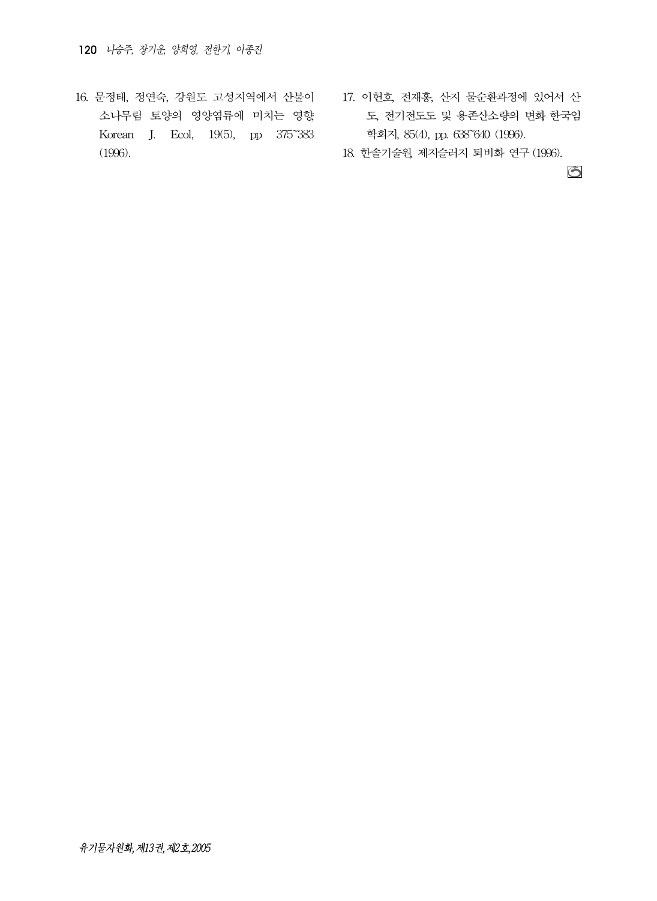16. 문정태, 정연숙, 강원도 고성지역에서 산불이 소나무림 토양의 영양염류에 미치는 영향, Korean J. Ecol, 19(5), pp 375~383 (1996).
17. 이헌호, 전재홍, 산지 물순환과정에 있어서 산도, 전기전도도 및 용존산소량의 변화 한국임학회지, 85(4), pp. 638~640 (1996).
18. 한솔기술원, 제지슬러지 퇴비화 연구 (1996).